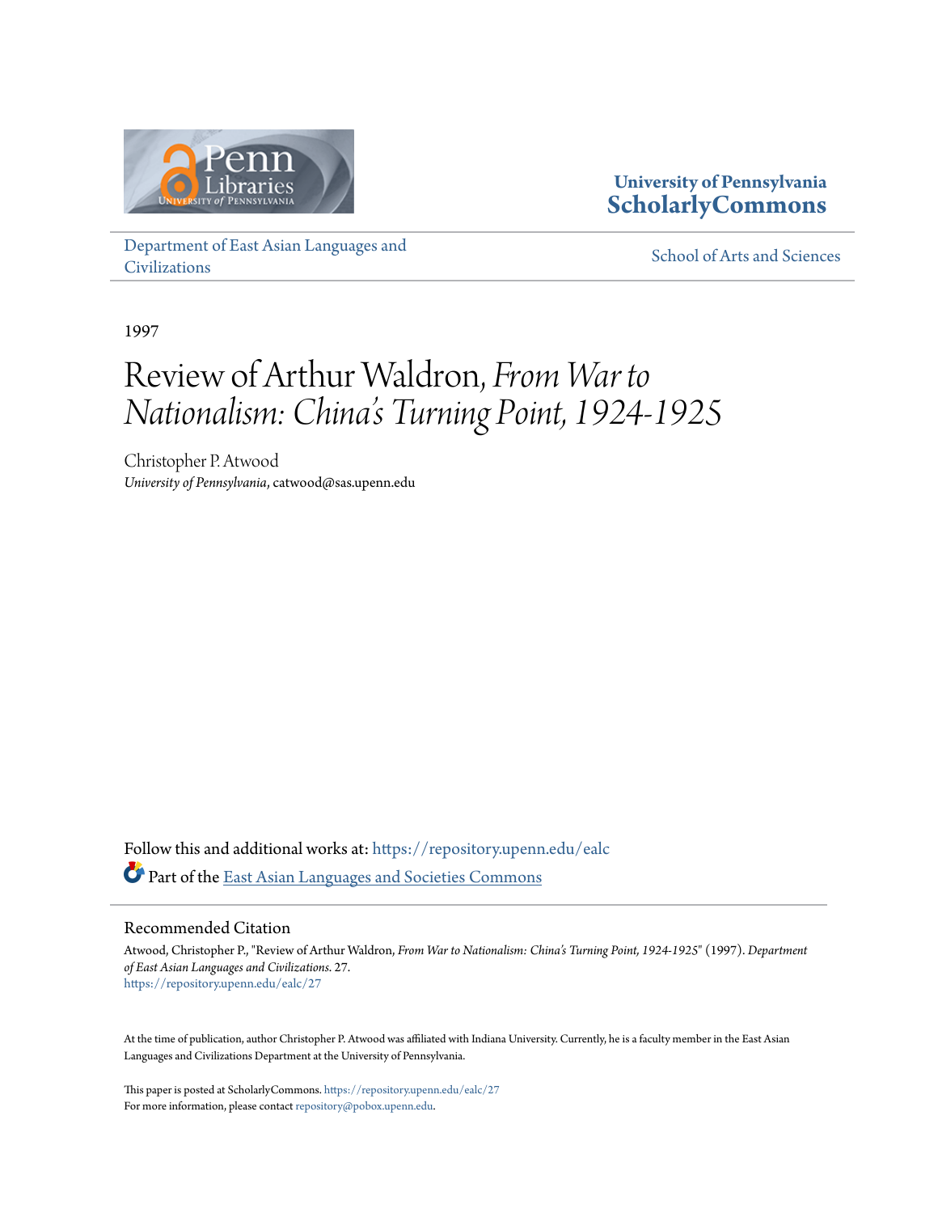University of Pennsylvania
**ScholarlyCommons**

Department of East Asian Languages and Civilizations

School of Arts and Sciences

1997

# Review of Arthur Waldron, *From War to Nationalism: China's Turning Point, 1924-1925*

Christopher P. Atwood
*University of Pennsylvania*, catwood@sas.upenn.edu

Follow this and additional works at: https://repository.upenn.edu/ealc

Part of the East Asian Languages and Societies Commons

## Recommended Citation

Atwood, Christopher P., "Review of Arthur Waldron, *From War to Nationalism: China's Turning Point, 1924-1925*" (1997). *Department of East Asian Languages and Civilizations*. 27.
https://repository.upenn.edu/ealc/27

At the time of publication, author Christopher P. Atwood was affiliated with Indiana University. Currently, he is a faculty member in the East Asian Languages and Civilizations Department at the University of Pennsylvania.

This paper is posted at ScholarlyCommons. https://repository.upenn.edu/ealc/27
For more information, please contact repository@pobox.upenn.edu.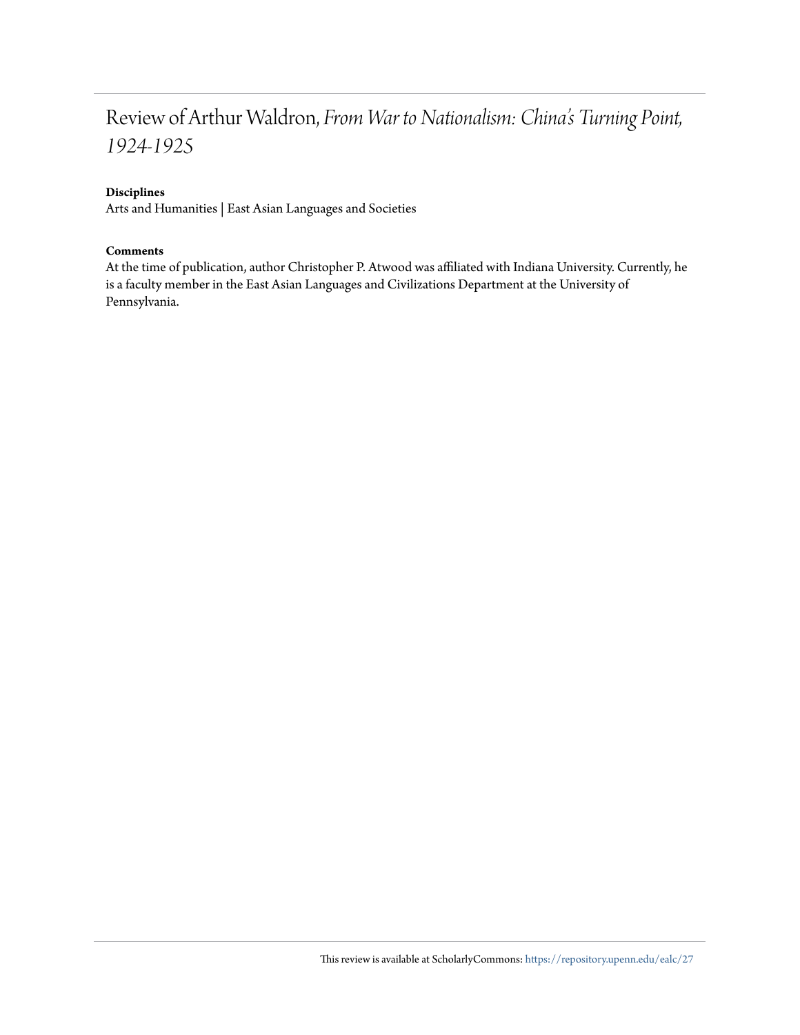# Review of Arthur Waldron, *From War to Nationalism: China's Turning Point, 1924-1925*

**Disciplines**

Arts and Humanities | East Asian Languages and Societies

**Comments**

At the time of publication, author Christopher P. Atwood was affiliated with Indiana University. Currently, he is a faculty member in the East Asian Languages and Civilizations Department at the University of Pennsylvania.

This review is available at ScholarlyCommons: https://repository.upenn.edu/ealc/27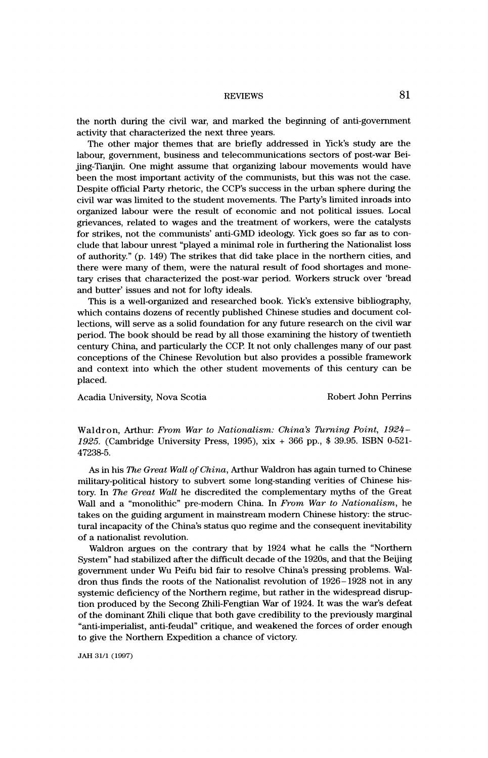the north during the civil war, and marked the beginning of anti-government activity that characterized the next three years.

The other major themes that are briefly addressed in Yick's study are the labour, government, business and telecommunications sectors of post-war Beijing-Tianjin. One might assume that organizing labour movements would have been the most important activity of the communists, but this was not the case. Despite official Party rhetoric, the CCP's success in the urban sphere during the civil war was limited to the student movements. The Party's limited inroads into organized labour were the result of economic and not political issues. Local grievances, related to wages and the treatment of workers, were the catalysts for strikes, not the communists' anti-GMD ideology. Yick goes so far as to conclude that labour unrest "played a minimal role in furthering the Nationalist loss of authority." (p. 149) The strikes that did take place in the northern cities, and there were many of them, were the natural result of food shortages and monetary crises that characterized the post-war period. Workers struck over 'bread and butter' issues and not for lofty ideals.

This is a well-organized and researched book. Yick's extensive bibliography, which contains dozens of recently published Chinese studies and document collections, will serve as a solid foundation for any future research on the civil war period. The book should be read by all those examining the history of twentieth century China, and particularly the CCP. It not only challenges many of our past conceptions of the Chinese Revolution but also provides a possible framework and context into which the other student movements of this century can be placed.

Acadia University, Nova Scotia — Robert John Perrins

Waldron, Arthur: *From War to Nationalism: China's Turning Point, 1924–1925.* (Cambridge University Press, 1995), xix + 366 pp., $ 39.95. ISBN 0-521-47238-5.

As in his *The Great Wall of China*, Arthur Waldron has again turned to Chinese military-political history to subvert some long-standing verities of Chinese history. In *The Great Wall* he discredited the complementary myths of the Great Wall and a "monolithic" pre-modern China. In *From War to Nationalism*, he takes on the guiding argument in mainstream modern Chinese history: the structural incapacity of the China's status quo regime and the consequent inevitability of a nationalist revolution.

Waldron argues on the contrary that by 1924 what he calls the "Northern System" had stabilized after the difficult decade of the 1920s, and that the Beijing government under Wu Peifu bid fair to resolve China's pressing problems. Waldron thus finds the roots of the Nationalist revolution of 1926–1928 not in any systemic deficiency of the Northern regime, but rather in the widespread disruption produced by the Secong Zhili-Fengtian War of 1924. It was the war's defeat of the dominant Zhili clique that both gave credibility to the previously marginal "anti-imperialist, anti-feudal" critique, and weakened the forces of order enough to give the Northern Expedition a chance of victory.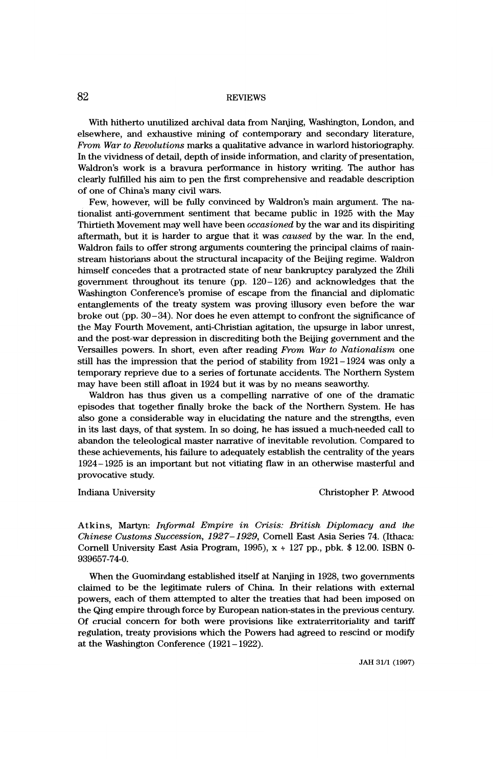With hitherto unutilized archival data from Nanjing, Washington, London, and elsewhere, and exhaustive mining of contemporary and secondary literature, *From War to Revolutions* marks a qualitative advance in warlord historiography. In the vividness of detail, depth of inside information, and clarity of presentation, Waldron's work is a bravura performance in history writing. The author has clearly fulfilled his aim to pen the first comprehensive and readable description of one of China's many civil wars.

Few, however, will be fully convinced by Waldron's main argument. The nationalist anti-government sentiment that became public in 1925 with the May Thirtieth Movement may well have been *occasioned* by the war and its dispiriting aftermath, but it is harder to argue that it was *caused* by the war. In the end, Waldron fails to offer strong arguments countering the principal claims of mainstream historians about the structural incapacity of the Beijing regime. Waldron himself concedes that a protracted state of near bankruptcy paralyzed the Zhili government throughout its tenure (pp. 120–126) and acknowledges that the Washington Conference's promise of escape from the financial and diplomatic entanglements of the treaty system was proving illusory even before the war broke out (pp. 30–34). Nor does he even attempt to confront the significance of the May Fourth Movement, anti-Christian agitation, the upsurge in labor unrest, and the post-war depression in discrediting both the Beijing government and the Versailles powers. In short, even after reading *From War to Nationalism* one still has the impression that the period of stability from 1921–1924 was only a temporary reprieve due to a series of fortunate accidents. The Northern System may have been still afloat in 1924 but it was by no means seaworthy.

Waldron has thus given us a compelling narrative of one of the dramatic episodes that together finally broke the back of the Northern System. He has also gone a considerable way in elucidating the nature and the strengths, even in its last days, of that system. In so doing, he has issued a much-needed call to abandon the teleological master narrative of inevitable revolution. Compared to these achievements, his failure to adequately establish the centrality of the years 1924–1925 is an important but not vitiating flaw in an otherwise masterful and provocative study.

Indiana University — Christopher P. Atwood

---

Atkins, Martyn: *Informal Empire in Crisis: British Diplomacy and the Chinese Customs Succession, 1927–1929*, Cornell East Asia Series 74. (Ithaca: Cornell University East Asia Program, 1995), x + 127 pp., pbk. $ 12.00. ISBN 0-939657-74-0.

When the Guomindang established itself at Nanjing in 1928, two governments claimed to be the legitimate rulers of China. In their relations with external powers, each of them attempted to alter the treaties that had been imposed on the Qing empire through force by European nation-states in the previous century. Of crucial concern for both were provisions like extraterritoriality and tariff regulation, treaty provisions which the Powers had agreed to rescind or modify at the Washington Conference (1921–1922).